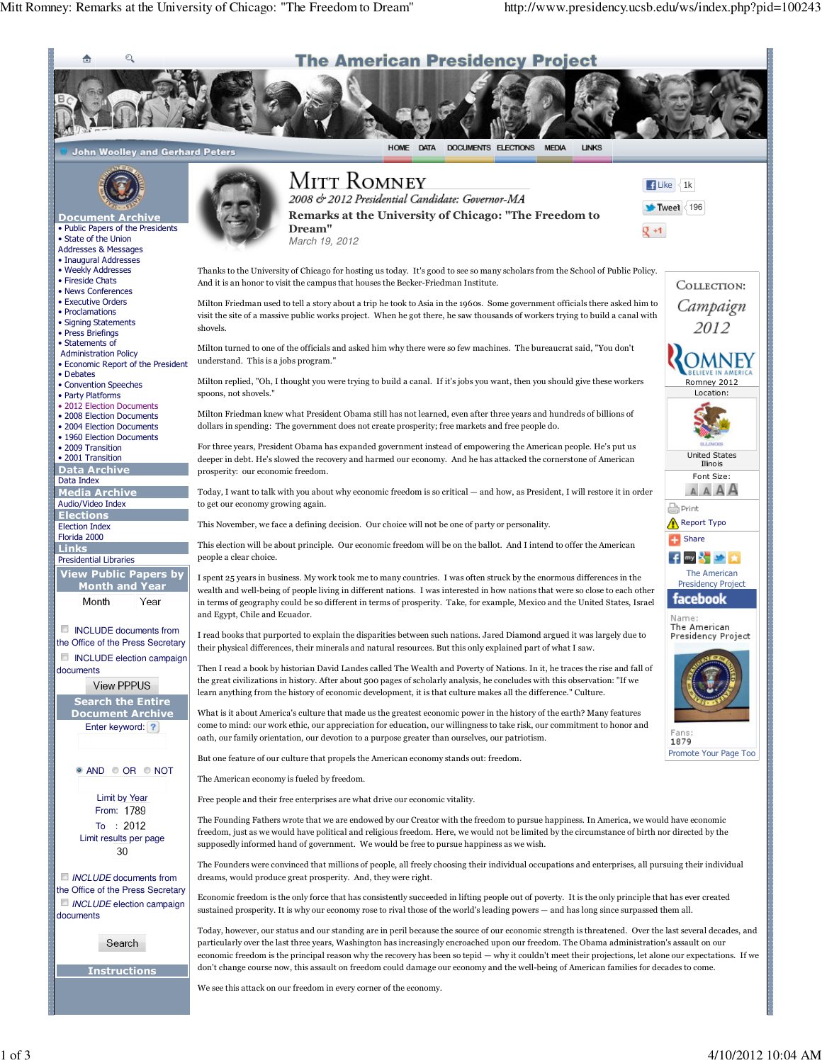# Mitt Romney

*2008 & 2012 Presidential Candidate: Governor-MA*

## Remarks at the University of Chicago: "The Freedom to Dream"

March 19, 2012

Thanks to the University of Chicago for hosting us today. It's good to see so many scholars from the School of Public Policy. And it is an honor to visit the campus that houses the Becker-Friedman Institute.

Milton Friedman used to tell a story about a trip he took to Asia in the 1960s. Some government officials there asked him to visit the site of a massive public works project. When he got there, he saw thousands of workers trying to build a canal with shovels.

Milton turned to one of the officials and asked him why there were so few machines. The bureaucrat said, "You don't understand. This is a jobs program."

Milton replied, "Oh, I thought you were trying to build a canal. If it's jobs you want, then you should give these workers spoons, not shovels."

Milton Friedman knew what President Obama still has not learned, even after three years and hundreds of billions of dollars in spending: The government does not create prosperity; free markets and free people do.

For three years, President Obama has expanded government instead of empowering the American people. He's put us deeper in debt. He's slowed the recovery and harmed our economy. And he has attacked the cornerstone of American prosperity: our economic freedom.

Today, I want to talk with you about why economic freedom is so critical — and how, as President, I will restore it in order to get our economy growing again.

This November, we face a defining decision. Our choice will not be one of party or personality.

This election will be about principle. Our economic freedom will be on the ballot. And I intend to offer the American people a clear choice.

I spent 25 years in business. My work took me to many countries. I was often struck by the enormous differences in the wealth and well-being of people living in different nations. I was interested in how nations that were so close to each other in terms of geography could be so different in terms of prosperity. Take, for example, Mexico and the United States, Israel and Egypt, Chile and Ecuador.

I read books that purported to explain the disparities between such nations. Jared Diamond argued it was largely due to their physical differences, their minerals and natural resources. But this only explained part of what I saw.

Then I read a book by historian David Landes called The Wealth and Poverty of Nations. In it, he traces the rise and fall of the great civilizations in history. After about 500 pages of scholarly analysis, he concludes with this observation: "If we learn anything from the history of economic development, it is that culture makes all the difference." Culture.

What is it about America's culture that made us the greatest economic power in the history of the earth? Many features come to mind: our work ethic, our appreciation for education, our willingness to take risk, our commitment to honor and oath, our family orientation, our devotion to a purpose greater than ourselves, our patriotism.

But one feature of our culture that propels the American economy stands out: freedom.

The American economy is fueled by freedom.

Free people and their free enterprises are what drive our economic vitality.

The Founding Fathers wrote that we are endowed by our Creator with the freedom to pursue happiness. In America, we would have economic freedom, just as we would have political and religious freedom. Here, we would not be limited by the circumstance of birth nor directed by the supposedly informed hand of government. We would be free to pursue happiness as we wish.

The Founders were convinced that millions of people, all freely choosing their individual occupations and enterprises, all pursuing their individual dreams, would produce great prosperity. And, they were right.

Economic freedom is the only force that has consistently succeeded in lifting people out of poverty. It is the only principle that has ever created sustained prosperity. It is why our economy rose to rival those of the world's leading powers — and has long since surpassed them all.

Today, however, our status and our standing are in peril because the source of our economic strength is threatened. Over the last several decades, and particularly over the last three years, Washington has increasingly encroached upon our freedom. The Obama administration's assault on our economic freedom is the principal reason why the recovery has been so tepid — why it couldn't meet their projections, let alone our expectations. If we don't change course now, this assault on freedom could damage our economy and the well-being of American families for decades to come.

We see this attack on our freedom in every corner of the economy.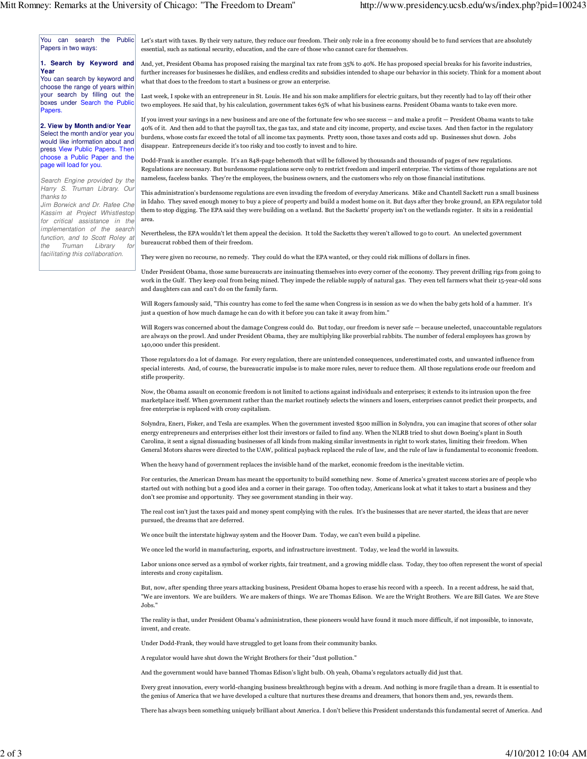You can search the Public Papers in two ways:

**1. Search by Keyword and Year**
You can search by keyword and choose the range of years within your search by filling out the boxes under Search the Public Papers.

**2. View by Month and/or Year**
Select the month and/or year you would like information about and press View Public Papers. Then choose a Public Paper and the page will load for you.

*Search Engine provided by the Harry S. Truman Library. Our thanks to Jim Borwick and Dr. Rafee Che Kassim at Project Whistlestop for critical assistance in the implementation of the search function, and to Scott Roley at the Truman Library for facilitating this collaboration.*

Let's start with taxes. By their very nature, they reduce our freedom. Their only role in a free economy should be to fund services that are absolutely essential, such as national security, education, and the care of those who cannot care for themselves.

And, yet, President Obama has proposed raising the marginal tax rate from 35% to 40%. He has proposed special breaks for his favorite industries, further increases for businesses he dislikes, and endless credits and subsidies intended to shape our behavior in this society. Think for a moment about what that does to the freedom to start a business or grow an enterprise.

Last week, I spoke with an entrepreneur in St. Louis. He and his son make amplifiers for electric guitars, but they recently had to lay off their other two employees. He said that, by his calculation, government takes 65% of what his business earns. President Obama wants to take even more.

If you invest your savings in a new business and are one of the fortunate few who see success — and make a profit — President Obama wants to take 40% of it. And then add to that the payroll tax, the gas tax, and state and city income, property, and excise taxes. And then factor in the regulatory burdens, whose costs far exceed the total of all income tax payments. Pretty soon, those taxes and costs add up. Businesses shut down. Jobs disappear. Entrepreneurs decide it's too risky and too costly to invest and to hire.

Dodd-Frank is another example. It's an 848-page behemoth that will be followed by thousands and thousands of pages of new regulations. Regulations are necessary. But burdensome regulations serve only to restrict freedom and imperil enterprise. The victims of those regulations are not nameless, faceless banks. They're the employees, the business owners, and the customers who rely on those financial institutions.

This administration's burdensome regulations are even invading the freedom of everyday Americans. Mike and Chantell Sackett run a small business in Idaho. They saved enough money to buy a piece of property and build a modest home on it. But days after they broke ground, an EPA regulator told them to stop digging. The EPA said they were building on a wetland. But the Sacketts' property isn't on the wetlands register. It sits in a residential area.

Nevertheless, the EPA wouldn't let them appeal the decision. It told the Sacketts they weren't allowed to go to court. An unelected government bureaucrat robbed them of their freedom.

They were given no recourse, no remedy. They could do what the EPA wanted, or they could risk millions of dollars in fines.

Under President Obama, those same bureaucrats are insinuating themselves into every corner of the economy. They prevent drilling rigs from going to work in the Gulf. They keep coal from being mined. They impede the reliable supply of natural gas. They even tell farmers what their 15-year-old sons and daughters can and can't do on the family farm.

Will Rogers famously said, "This country has come to feel the same when Congress is in session as we do when the baby gets hold of a hammer. It's just a question of how much damage he can do with it before you can take it away from him."

Will Rogers was concerned about the damage Congress could do. But today, our freedom is never safe — because unelected, unaccountable regulators are always on the prowl. And under President Obama, they are multiplying like proverbial rabbits. The number of federal employees has grown by 140,000 under this president.

Those regulators do a lot of damage. For every regulation, there are unintended consequences, underestimated costs, and unwanted influence from special interests. And, of course, the bureaucratic impulse is to make more rules, never to reduce them. All those regulations erode our freedom and stifle prosperity.

Now, the Obama assault on economic freedom is not limited to actions against individuals and enterprises; it extends to its intrusion upon the free marketplace itself. When government rather than the market routinely selects the winners and losers, enterprises cannot predict their prospects, and free enterprise is replaced with crony capitalism.

Solyndra, Ener1, Fisker, and Tesla are examples. When the government invested $500 million in Solyndra, you can imagine that scores of other solar energy entrepreneurs and enterprises either lost their investors or failed to find any. When the NLRB tried to shut down Boeing's plant in South Carolina, it sent a signal dissuading businesses of all kinds from making similar investments in right to work states, limiting their freedom. When General Motors shares were directed to the UAW, political payback replaced the rule of law, and the rule of law is fundamental to economic freedom.

When the heavy hand of government replaces the invisible hand of the market, economic freedom is the inevitable victim.

For centuries, the American Dream has meant the opportunity to build something new. Some of America's greatest success stories are of people who started out with nothing but a good idea and a corner in their garage. Too often today, Americans look at what it takes to start a business and they don't see promise and opportunity. They see government standing in their way.

The real cost isn't just the taxes paid and money spent complying with the rules. It's the businesses that are never started, the ideas that are never pursued, the dreams that are deferred.

We once built the interstate highway system and the Hoover Dam. Today, we can't even build a pipeline.

We once led the world in manufacturing, exports, and infrastructure investment. Today, we lead the world in lawsuits.

Labor unions once served as a symbol of worker rights, fair treatment, and a growing middle class. Today, they too often represent the worst of special interests and crony capitalism.

But, now, after spending three years attacking business, President Obama hopes to erase his record with a speech. In a recent address, he said that, "We are inventors. We are builders. We are makers of things. We are Thomas Edison. We are the Wright Brothers. We are Bill Gates. We are Steve Jobs."

The reality is that, under President Obama's administration, these pioneers would have found it much more difficult, if not impossible, to innovate, invent, and create.

Under Dodd-Frank, they would have struggled to get loans from their community banks.

A regulator would have shut down the Wright Brothers for their "dust pollution."

And the government would have banned Thomas Edison's light bulb. Oh yeah, Obama's regulators actually did just that.

Every great innovation, every world-changing business breakthrough begins with a dream. And nothing is more fragile than a dream. It is essential to the genius of America that we have developed a culture that nurtures these dreams and dreamers, that honors them and, yes, rewards them.

There has always been something uniquely brilliant about America. I don't believe this President understands this fundamental secret of America. And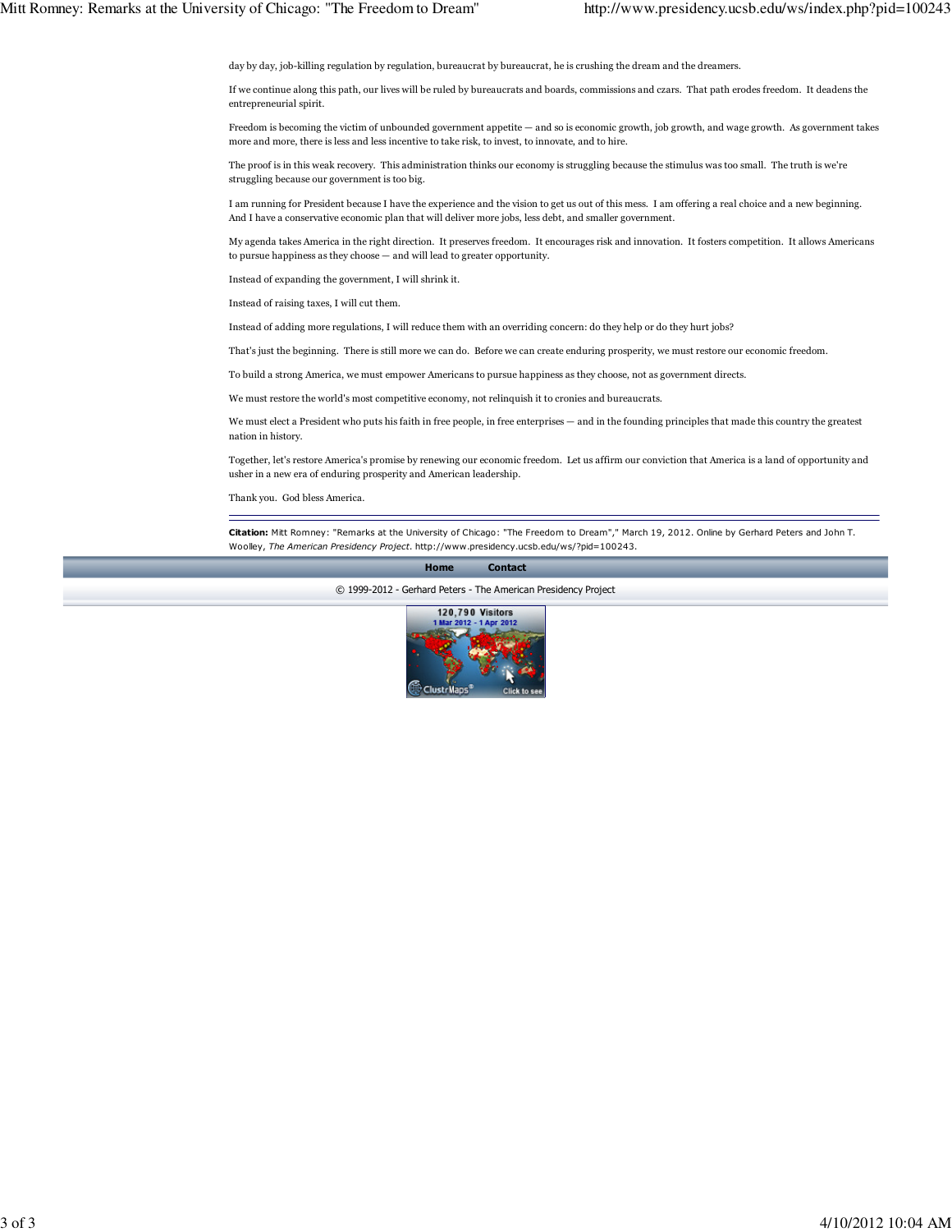day by day, job-killing regulation by regulation, bureaucrat by bureaucrat, he is crushing the dream and the dreamers.

If we continue along this path, our lives will be ruled by bureaucrats and boards, commissions and czars. That path erodes freedom. It deadens the entrepreneurial spirit.

Freedom is becoming the victim of unbounded government appetite — and so is economic growth, job growth, and wage growth. As government takes more and more, there is less and less incentive to take risk, to invest, to innovate, and to hire.

The proof is in this weak recovery. This administration thinks our economy is struggling because the stimulus was too small. The truth is we're struggling because our government is too big.

I am running for President because I have the experience and the vision to get us out of this mess. I am offering a real choice and a new beginning. And I have a conservative economic plan that will deliver more jobs, less debt, and smaller government.

My agenda takes America in the right direction. It preserves freedom. It encourages risk and innovation. It fosters competition. It allows Americans to pursue happiness as they choose — and will lead to greater opportunity.

Instead of expanding the government, I will shrink it.

Instead of raising taxes, I will cut them.

Instead of adding more regulations, I will reduce them with an overriding concern: do they help or do they hurt jobs?

That's just the beginning. There is still more we can do. Before we can create enduring prosperity, we must restore our economic freedom.

To build a strong America, we must empower Americans to pursue happiness as they choose, not as government directs.

We must restore the world's most competitive economy, not relinquish it to cronies and bureaucrats.

We must elect a President who puts his faith in free people, in free enterprises — and in the founding principles that made this country the greatest nation in history.

Together, let's restore America's promise by renewing our economic freedom. Let us affirm our conviction that America is a land of opportunity and usher in a new era of enduring prosperity and American leadership.

Thank you. God bless America.

---

**Citation:** Mitt Romney: "Remarks at the University of Chicago: "The Freedom to Dream"," March 19, 2012. Online by Gerhard Peters and John T. Woolley, *The American Presidency Project*. http://www.presidency.ucsb.edu/ws/?pid=100243.

**Home** **Contact**

© 1999-2012 - Gerhard Peters - The American Presidency Project

120,790 Visitors
1 Mar 2012 - 1 Apr 2012
ClustrMaps
Click to see